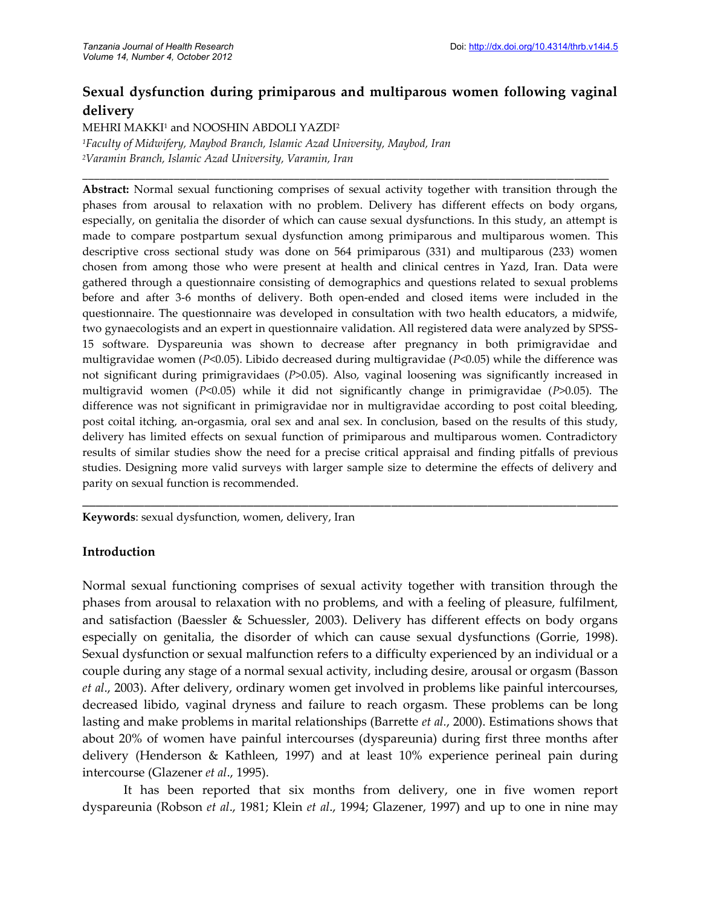# Sexual dysfunction during primiparous and multiparous women following vaginal delivery

MEHRI MAKKI[1] and NOOSHIN ABDOLI YAZDI[2]

[1]*Faculty of Midwifery, Maybod Branch, Islamic Azad University, Maybod, Iran*
[2]*Varamin Branch, Islamic Azad University, Varamin, Iran*

---

**Abstract:** Normal sexual functioning comprises of sexual activity together with transition through the phases from arousal to relaxation with no problem. Delivery has different effects on body organs, especially, on genitalia the disorder of which can cause sexual dysfunctions. In this study, an attempt is made to compare postpartum sexual dysfunction among primiparous and multiparous women. This descriptive cross sectional study was done on 564 primiparous (331) and multiparous (233) women chosen from among those who were present at health and clinical centres in Yazd, Iran. Data were gathered through a questionnaire consisting of demographics and questions related to sexual problems before and after 3-6 months of delivery. Both open-ended and closed items were included in the questionnaire. The questionnaire was developed in consultation with two health educators, a midwife, two gynaecologists and an expert in questionnaire validation. All registered data were analyzed by SPSS-15 software. Dyspareunia was shown to decrease after pregnancy in both primigravidae and multigravidae women ($P<0.05$). Libido decreased during multigravidae ($P<0.05$) while the difference was not significant during primigravidaes ($P>0.05$). Also, vaginal loosening was significantly increased in multigravid women ($P<0.05$) while it did not significantly change in primigravidae ($P>0.05$). The difference was not significant in primigravidae nor in multigravidae according to post coital bleeding, post coital itching, an-orgasmia, oral sex and anal sex. In conclusion, based on the results of this study, delivery has limited effects on sexual function of primiparous and multiparous women. Contradictory results of similar studies show the need for a precise critical appraisal and finding pitfalls of previous studies. Designing more valid surveys with larger sample size to determine the effects of delivery and parity on sexual function is recommended.

---

**Keywords**: sexual dysfunction, women, delivery, Iran

## Introduction

Normal sexual functioning comprises of sexual activity together with transition through the phases from arousal to relaxation with no problems, and with a feeling of pleasure, fulfilment, and satisfaction (Baessler & Schuessler, 2003). Delivery has different effects on body organs especially on genitalia, the disorder of which can cause sexual dysfunctions (Gorrie, 1998). Sexual dysfunction or sexual malfunction refers to a difficulty experienced by an individual or a couple during any stage of a normal sexual activity, including desire, arousal or orgasm (Basson *et al*., 2003). After delivery, ordinary women get involved in problems like painful intercourses, decreased libido, vaginal dryness and failure to reach orgasm. These problems can be long lasting and make problems in marital relationships (Barrette *et al*., 2000). Estimations shows that about 20% of women have painful intercourses (dyspareunia) during first three months after delivery (Henderson & Kathleen, 1997) and at least 10% experience perineal pain during intercourse (Glazener *et al*., 1995).

It has been reported that six months from delivery, one in five women report dyspareunia (Robson *et al*., 1981; Klein *et al*., 1994; Glazener, 1997) and up to one in nine may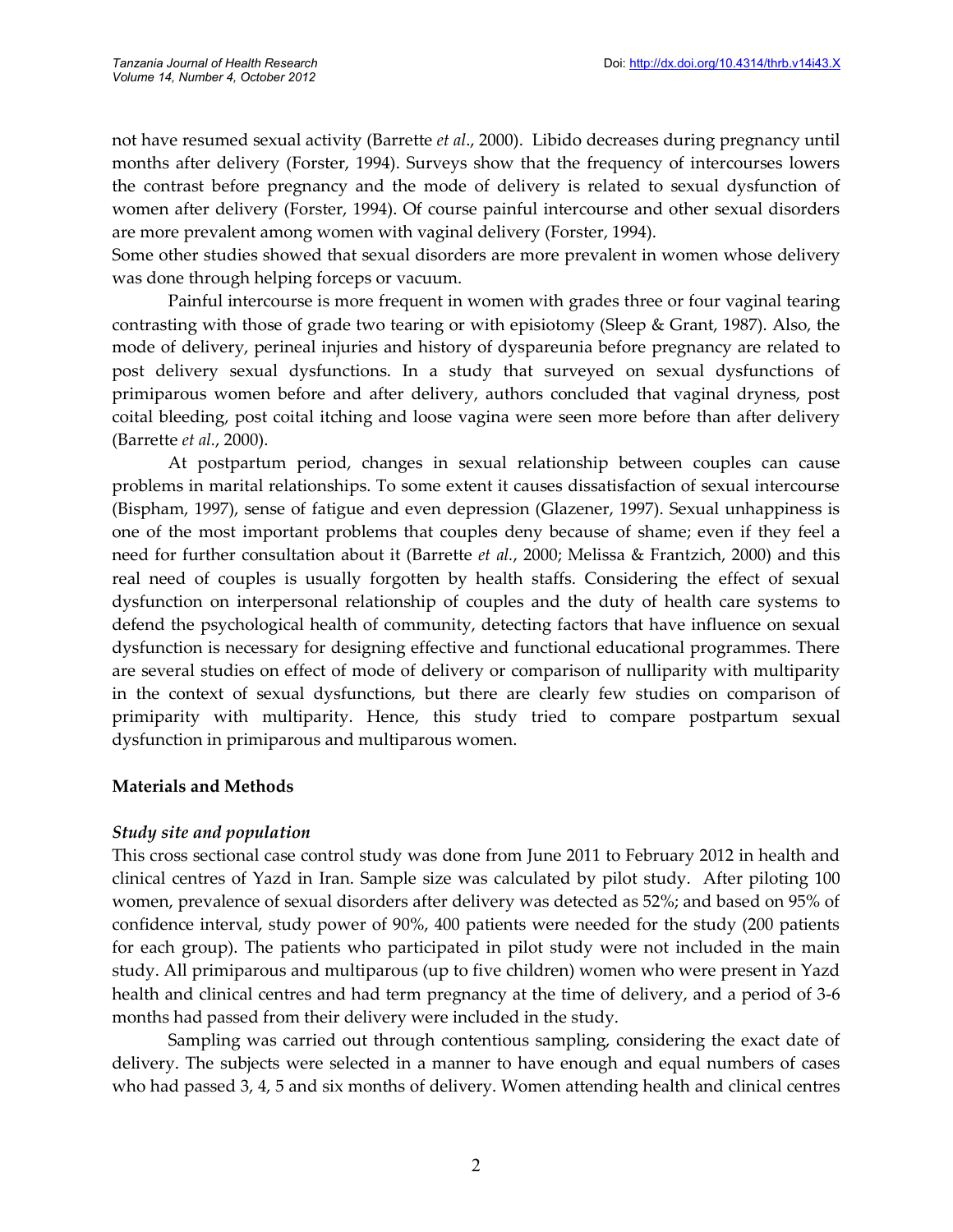not have resumed sexual activity (Barrette *et al*., 2000). Libido decreases during pregnancy until months after delivery (Forster, 1994). Surveys show that the frequency of intercourses lowers the contrast before pregnancy and the mode of delivery is related to sexual dysfunction of women after delivery (Forster, 1994). Of course painful intercourse and other sexual disorders are more prevalent among women with vaginal delivery (Forster, 1994).

Some other studies showed that sexual disorders are more prevalent in women whose delivery was done through helping forceps or vacuum.

Painful intercourse is more frequent in women with grades three or four vaginal tearing contrasting with those of grade two tearing or with episiotomy (Sleep & Grant, 1987). Also, the mode of delivery, perineal injuries and history of dyspareunia before pregnancy are related to post delivery sexual dysfunctions. In a study that surveyed on sexual dysfunctions of primiparous women before and after delivery, authors concluded that vaginal dryness, post coital bleeding, post coital itching and loose vagina were seen more before than after delivery (Barrette *et al.*, 2000).

At postpartum period, changes in sexual relationship between couples can cause problems in marital relationships. To some extent it causes dissatisfaction of sexual intercourse (Bispham, 1997), sense of fatigue and even depression (Glazener, 1997). Sexual unhappiness is one of the most important problems that couples deny because of shame; even if they feel a need for further consultation about it (Barrette *et al.*, 2000; Melissa & Frantzich, 2000) and this real need of couples is usually forgotten by health staffs. Considering the effect of sexual dysfunction on interpersonal relationship of couples and the duty of health care systems to defend the psychological health of community, detecting factors that have influence on sexual dysfunction is necessary for designing effective and functional educational programmes. There are several studies on effect of mode of delivery or comparison of nulliparity with multiparity in the context of sexual dysfunctions, but there are clearly few studies on comparison of primiparity with multiparity. Hence, this study tried to compare postpartum sexual dysfunction in primiparous and multiparous women.

## Materials and Methods

### *Study site and population*

This cross sectional case control study was done from June 2011 to February 2012 in health and clinical centres of Yazd in Iran. Sample size was calculated by pilot study. After piloting 100 women, prevalence of sexual disorders after delivery was detected as 52%; and based on 95% of confidence interval, study power of 90%, 400 patients were needed for the study (200 patients for each group). The patients who participated in pilot study were not included in the main study. All primiparous and multiparous (up to five children) women who were present in Yazd health and clinical centres and had term pregnancy at the time of delivery, and a period of 3-6 months had passed from their delivery were included in the study.

Sampling was carried out through contentious sampling, considering the exact date of delivery. The subjects were selected in a manner to have enough and equal numbers of cases who had passed 3, 4, 5 and six months of delivery. Women attending health and clinical centres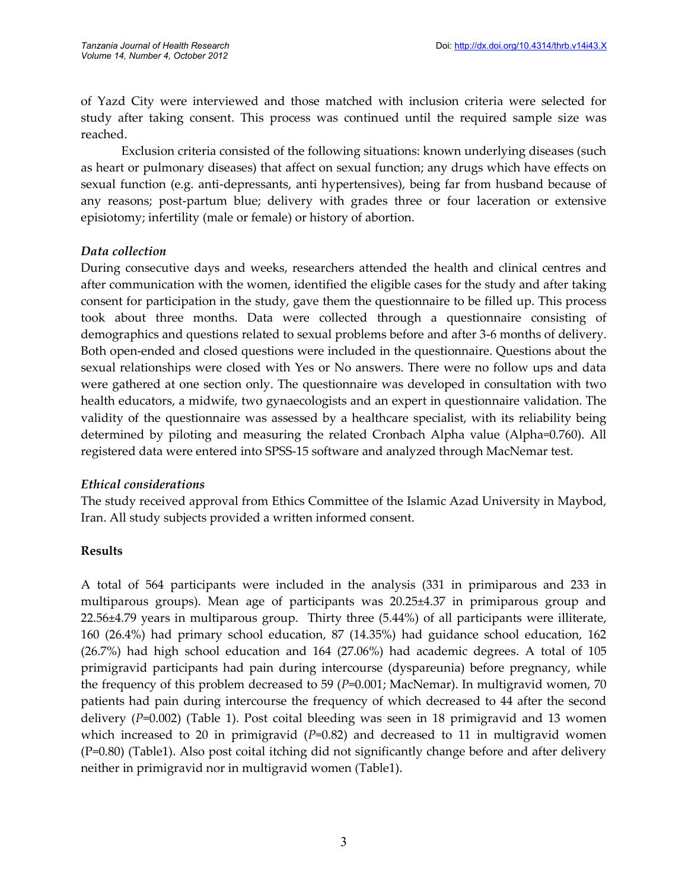of Yazd City were interviewed and those matched with inclusion criteria were selected for study after taking consent. This process was continued until the required sample size was reached.

Exclusion criteria consisted of the following situations: known underlying diseases (such as heart or pulmonary diseases) that affect on sexual function; any drugs which have effects on sexual function (e.g. anti-depressants, anti hypertensives), being far from husband because of any reasons; post-partum blue; delivery with grades three or four laceration or extensive episiotomy; infertility (male or female) or history of abortion.

### *Data collection*

During consecutive days and weeks, researchers attended the health and clinical centres and after communication with the women, identified the eligible cases for the study and after taking consent for participation in the study, gave them the questionnaire to be filled up. This process took about three months. Data were collected through a questionnaire consisting of demographics and questions related to sexual problems before and after 3-6 months of delivery. Both open-ended and closed questions were included in the questionnaire. Questions about the sexual relationships were closed with Yes or No answers. There were no follow ups and data were gathered at one section only. The questionnaire was developed in consultation with two health educators, a midwife, two gynaecologists and an expert in questionnaire validation. The validity of the questionnaire was assessed by a healthcare specialist, with its reliability being determined by piloting and measuring the related Cronbach Alpha value (Alpha=0.760). All registered data were entered into SPSS-15 software and analyzed through MacNemar test.

### *Ethical considerations*

The study received approval from Ethics Committee of the Islamic Azad University in Maybod, Iran. All study subjects provided a written informed consent.

## Results

A total of 564 participants were included in the analysis (331 in primiparous and 233 in multiparous groups). Mean age of participants was 20.25±4.37 in primiparous group and 22.56±4.79 years in multiparous group. Thirty three (5.44%) of all participants were illiterate, 160 (26.4%) had primary school education, 87 (14.35%) had guidance school education, 162 (26.7%) had high school education and 164 (27.06%) had academic degrees. A total of 105 primigravid participants had pain during intercourse (dyspareunia) before pregnancy, while the frequency of this problem decreased to 59 ($P$=0.001; MacNemar). In multigravid women, 70 patients had pain during intercourse the frequency of which decreased to 44 after the second delivery ($P$=0.002) (Table 1). Post coital bleeding was seen in 18 primigravid and 13 women which increased to 20 in primigravid ($P$=0.82) and decreased to 11 in multigravid women (P=0.80) (Table1). Also post coital itching did not significantly change before and after delivery neither in primigravid nor in multigravid women (Table1).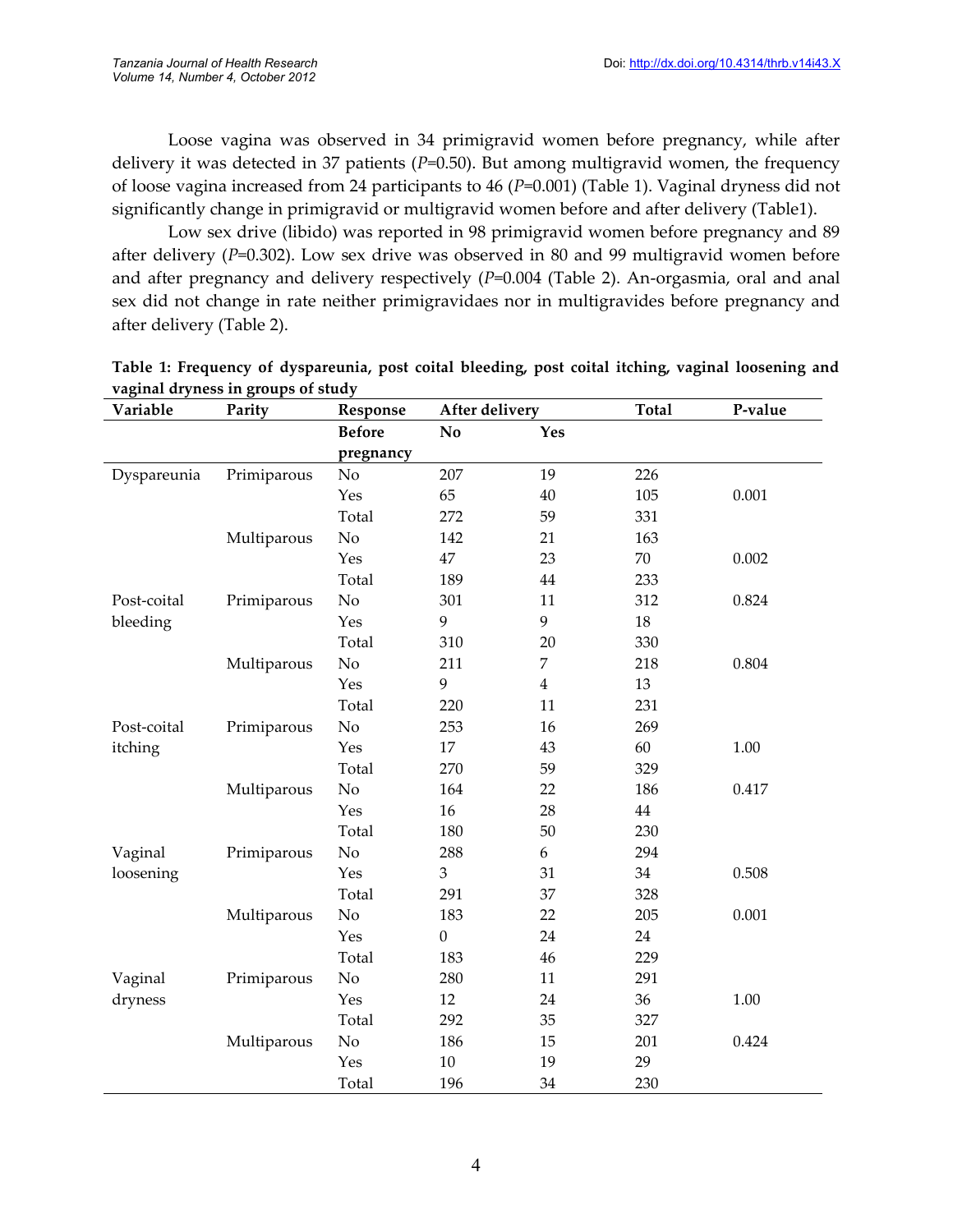Loose vagina was observed in 34 primigravid women before pregnancy, while after delivery it was detected in 37 patients (*P*=0.50). But among multigravid women, the frequency of loose vagina increased from 24 participants to 46 (*P*=0.001) (Table 1). Vaginal dryness did not significantly change in primigravid or multigravid women before and after delivery (Table1).

Low sex drive (libido) was reported in 98 primigravid women before pregnancy and 89 after delivery (*P*=0.302). Low sex drive was observed in 80 and 99 multigravid women before and after pregnancy and delivery respectively (*P*=0.004 (Table 2). An-orgasmia, oral and anal sex did not change in rate neither primigravidaes nor in multigravides before pregnancy and after delivery (Table 2).

**Table 1: Frequency of dyspareunia, post coital bleeding, post coital itching, vaginal loosening and vaginal dryness in groups of study**

| Variable | Parity | Response | After delivery | | Total | P-value |
|---|---|---|---|---|---|---|
| | | **Before pregnancy** | **No** | **Yes** | | |
| Dyspareunia | Primiparous | No | 207 | 19 | 226 | |
| | | Yes | 65 | 40 | 105 | 0.001 |
| | | Total | 272 | 59 | 331 | |
| | Multiparous | No | 142 | 21 | 163 | |
| | | Yes | 47 | 23 | 70 | 0.002 |
| | | Total | 189 | 44 | 233 | |
| Post-coital bleeding | Primiparous | No | 301 | 11 | 312 | 0.824 |
| | | Yes | 9 | 9 | 18 | |
| | | Total | 310 | 20 | 330 | |
| | Multiparous | No | 211 | 7 | 218 | 0.804 |
| | | Yes | 9 | 4 | 13 | |
| | | Total | 220 | 11 | 231 | |
| Post-coital itching | Primiparous | No | 253 | 16 | 269 | |
| | | Yes | 17 | 43 | 60 | 1.00 |
| | | Total | 270 | 59 | 329 | |
| | Multiparous | No | 164 | 22 | 186 | 0.417 |
| | | Yes | 16 | 28 | 44 | |
| | | Total | 180 | 50 | 230 | |
| Vaginal loosening | Primiparous | No | 288 | 6 | 294 | |
| | | Yes | 3 | 31 | 34 | 0.508 |
| | | Total | 291 | 37 | 328 | |
| | Multiparous | No | 183 | 22 | 205 | 0.001 |
| | | Yes | 0 | 24 | 24 | |
| | | Total | 183 | 46 | 229 | |
| Vaginal dryness | Primiparous | No | 280 | 11 | 291 | |
| | | Yes | 12 | 24 | 36 | 1.00 |
| | | Total | 292 | 35 | 327 | |
| | Multiparous | No | 186 | 15 | 201 | 0.424 |
| | | Yes | 10 | 19 | 29 | |
| | | Total | 196 | 34 | 230 | |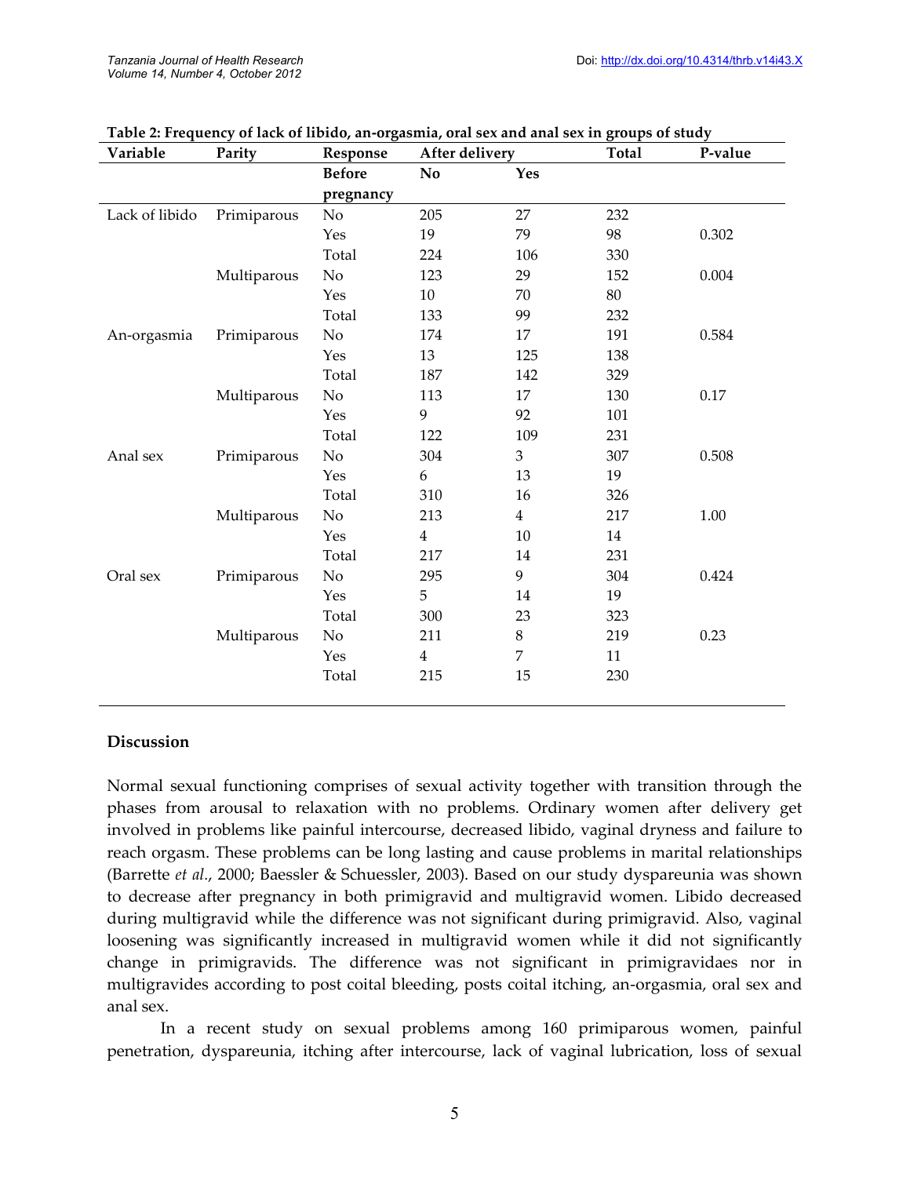**Table 2: Frequency of lack of libido, an-orgasmia, oral sex and anal sex in groups of study**

| Variable | Parity | Response | After delivery | | Total | P-value |
|---|---|---|---|---|---|---|
| | | Before pregnancy | No | Yes | | |
| Lack of libido | Primiparous | No | 205 | 27 | 232 | |
| | | Yes | 19 | 79 | 98 | 0.302 |
| | | Total | 224 | 106 | 330 | |
| | Multiparous | No | 123 | 29 | 152 | 0.004 |
| | | Yes | 10 | 70 | 80 | |
| | | Total | 133 | 99 | 232 | |
| An-orgasmia | Primiparous | No | 174 | 17 | 191 | 0.584 |
| | | Yes | 13 | 125 | 138 | |
| | | Total | 187 | 142 | 329 | |
| | Multiparous | No | 113 | 17 | 130 | 0.17 |
| | | Yes | 9 | 92 | 101 | |
| | | Total | 122 | 109 | 231 | |
| Anal sex | Primiparous | No | 304 | 3 | 307 | 0.508 |
| | | Yes | 6 | 13 | 19 | |
| | | Total | 310 | 16 | 326 | |
| | Multiparous | No | 213 | 4 | 217 | 1.00 |
| | | Yes | 4 | 10 | 14 | |
| | | Total | 217 | 14 | 231 | |
| Oral sex | Primiparous | No | 295 | 9 | 304 | 0.424 |
| | | Yes | 5 | 14 | 19 | |
| | | Total | 300 | 23 | 323 | |
| | Multiparous | No | 211 | 8 | 219 | 0.23 |
| | | Yes | 4 | 7 | 11 | |
| | | Total | 215 | 15 | 230 | |

## Discussion

Normal sexual functioning comprises of sexual activity together with transition through the phases from arousal to relaxation with no problems. Ordinary women after delivery get involved in problems like painful intercourse, decreased libido, vaginal dryness and failure to reach orgasm. These problems can be long lasting and cause problems in marital relationships (Barrette *et al.*, 2000; Baessler & Schuessler, 2003). Based on our study dyspareunia was shown to decrease after pregnancy in both primigravid and multigravid women. Libido decreased during multigravid while the difference was not significant during primigravid. Also, vaginal loosening was significantly increased in multigravid women while it did not significantly change in primigravids. The difference was not significant in primigravidaes nor in multigravides according to post coital bleeding, posts coital itching, an-orgasmia, oral sex and anal sex.

In a recent study on sexual problems among 160 primiparous women, painful penetration, dyspareunia, itching after intercourse, lack of vaginal lubrication, loss of sexual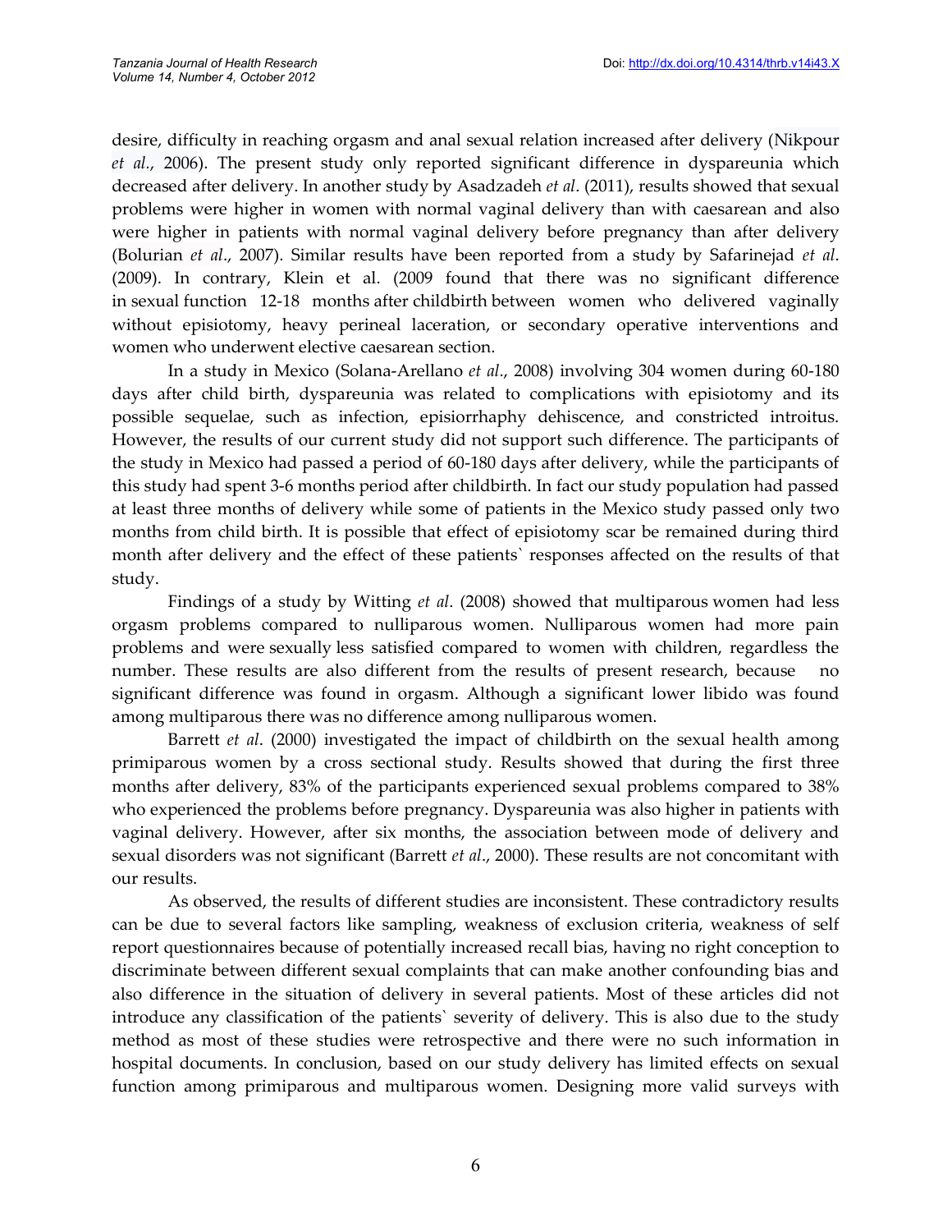desire, difficulty in reaching orgasm and anal sexual relation increased after delivery (Nikpour *et al.*, 2006). The present study only reported significant difference in dyspareunia which decreased after delivery. In another study by Asadzadeh *et al*. (2011), results showed that sexual problems were higher in women with normal vaginal delivery than with caesarean and also were higher in patients with normal vaginal delivery before pregnancy than after delivery (Bolurian *et al*., 2007). Similar results have been reported from a study by Safarinejad *et al*. (2009). In contrary, Klein et al. (2009 found that there was no significant difference in sexual function 12-18 months after childbirth between women who delivered vaginally without episiotomy, heavy perineal laceration, or secondary operative interventions and women who underwent elective caesarean section.

In a study in Mexico (Solana-Arellano *et al*., 2008) involving 304 women during 60-180 days after child birth, dyspareunia was related to complications with episiotomy and its possible sequelae, such as infection, episiorrhaphy dehiscence, and constricted introitus. However, the results of our current study did not support such difference. The participants of the study in Mexico had passed a period of 60-180 days after delivery, while the participants of this study had spent 3-6 months period after childbirth. In fact our study population had passed at least three months of delivery while some of patients in the Mexico study passed only two months from child birth. It is possible that effect of episiotomy scar be remained during third month after delivery and the effect of these patients` responses affected on the results of that study.

Findings of a study by Witting *et al*. (2008) showed that multiparous women had less orgasm problems compared to nulliparous women. Nulliparous women had more pain problems and were sexually less satisfied compared to women with children, regardless the number. These results are also different from the results of present research, because no significant difference was found in orgasm. Although a significant lower libido was found among multiparous there was no difference among nulliparous women.

Barrett *et al*. (2000) investigated the impact of childbirth on the sexual health among primiparous women by a cross sectional study. Results showed that during the first three months after delivery, 83% of the participants experienced sexual problems compared to 38% who experienced the problems before pregnancy. Dyspareunia was also higher in patients with vaginal delivery. However, after six months, the association between mode of delivery and sexual disorders was not significant (Barrett *et al*., 2000). These results are not concomitant with our results.

As observed, the results of different studies are inconsistent. These contradictory results can be due to several factors like sampling, weakness of exclusion criteria, weakness of self report questionnaires because of potentially increased recall bias, having no right conception to discriminate between different sexual complaints that can make another confounding bias and also difference in the situation of delivery in several patients. Most of these articles did not introduce any classification of the patients` severity of delivery. This is also due to the study method as most of these studies were retrospective and there were no such information in hospital documents. In conclusion, based on our study delivery has limited effects on sexual function among primiparous and multiparous women. Designing more valid surveys with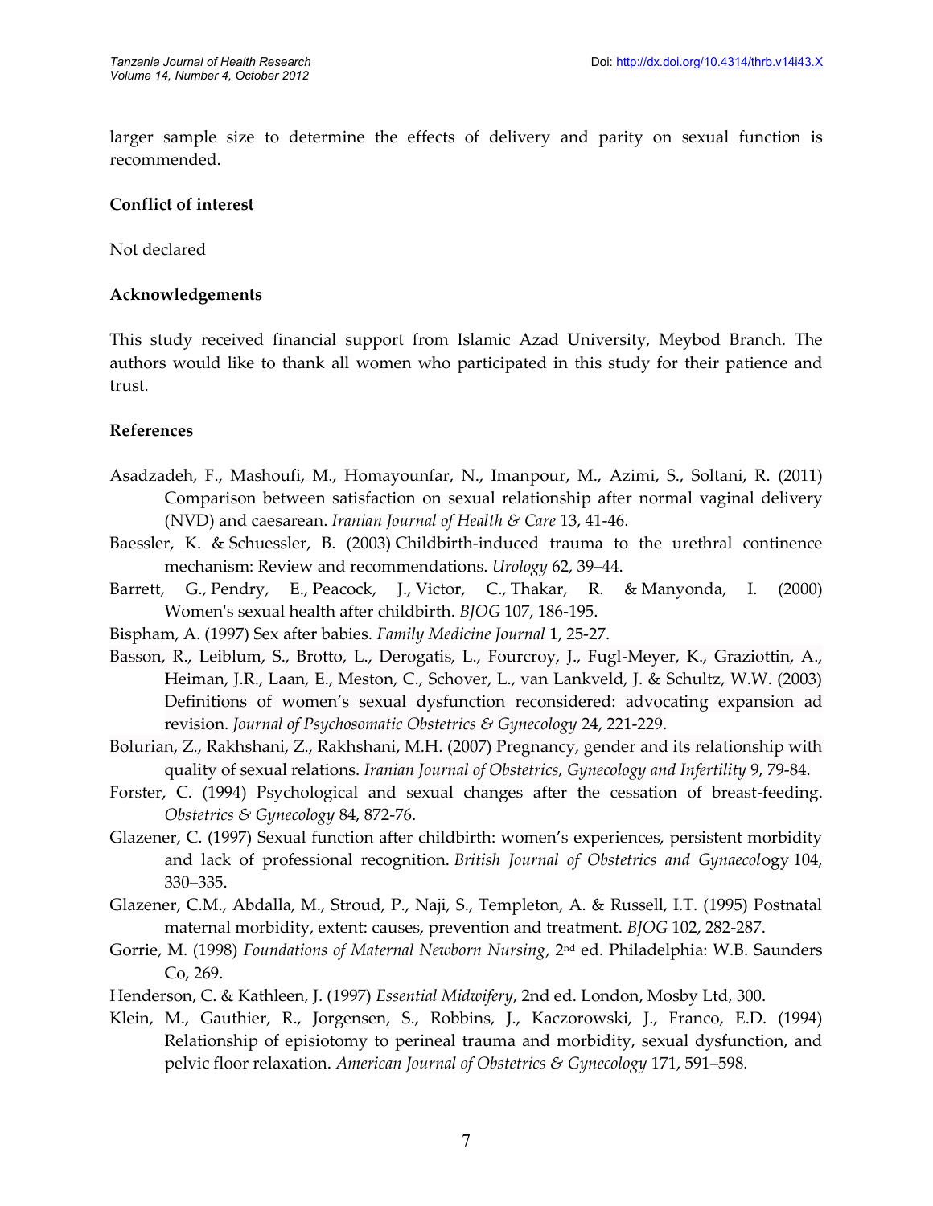larger sample size to determine the effects of delivery and parity on sexual function is recommended.

## Conflict of interest

Not declared

## Acknowledgements

This study received financial support from Islamic Azad University, Meybod Branch. The authors would like to thank all women who participated in this study for their patience and trust.

## References

Asadzadeh, F., Mashoufi, M., Homayounfar, N., Imanpour, M., Azimi, S., Soltani, R. (2011) Comparison between satisfaction on sexual relationship after normal vaginal delivery (NVD) and caesarean. *Iranian Journal of Health & Care* 13, 41-46.

Baessler, K. & Schuessler, B. (2003) Childbirth-induced trauma to the urethral continence mechanism: Review and recommendations. *Urology* 62, 39–44.

Barrett, G., Pendry, E., Peacock, J., Victor, C., Thakar, R. & Manyonda, I. (2000) Women's sexual health after childbirth. *BJOG* 107, 186-195.

Bispham, A. (1997) Sex after babies. *Family Medicine Journal* 1, 25-27.

Basson, R., Leiblum, S., Brotto, L., Derogatis, L., Fourcroy, J., Fugl-Meyer, K., Graziottin, A., Heiman, J.R., Laan, E., Meston, C., Schover, L., van Lankveld, J. & Schultz, W.W. (2003) Definitions of women's sexual dysfunction reconsidered: advocating expansion ad revision. *Journal of Psychosomatic Obstetrics & Gynecology* 24, 221-229.

Bolurian, Z., Rakhshani, Z., Rakhshani, M.H. (2007) Pregnancy, gender and its relationship with quality of sexual relations. *Iranian Journal of Obstetrics, Gynecology and Infertility* 9, 79-84.

Forster, C. (1994) Psychological and sexual changes after the cessation of breast-feeding. *Obstetrics & Gynecology* 84, 872-76.

Glazener, C. (1997) Sexual function after childbirth: women's experiences, persistent morbidity and lack of professional recognition. *British Journal of Obstetrics and Gynaecology* 104, 330–335.

Glazener, C.M., Abdalla, M., Stroud, P., Naji, S., Templeton, A. & Russell, I.T. (1995) Postnatal maternal morbidity, extent: causes, prevention and treatment. *BJOG* 102, 282-287.

Gorrie, M. (1998) *Foundations of Maternal Newborn Nursing*, 2nd ed. Philadelphia: W.B. Saunders Co, 269.

Henderson, C. & Kathleen, J. (1997) *Essential Midwifery*, 2nd ed. London, Mosby Ltd, 300.

Klein, M., Gauthier, R., Jorgensen, S., Robbins, J., Kaczorowski, J., Franco, E.D. (1994) Relationship of episiotomy to perineal trauma and morbidity, sexual dysfunction, and pelvic floor relaxation. *American Journal of Obstetrics & Gynecology* 171, 591–598.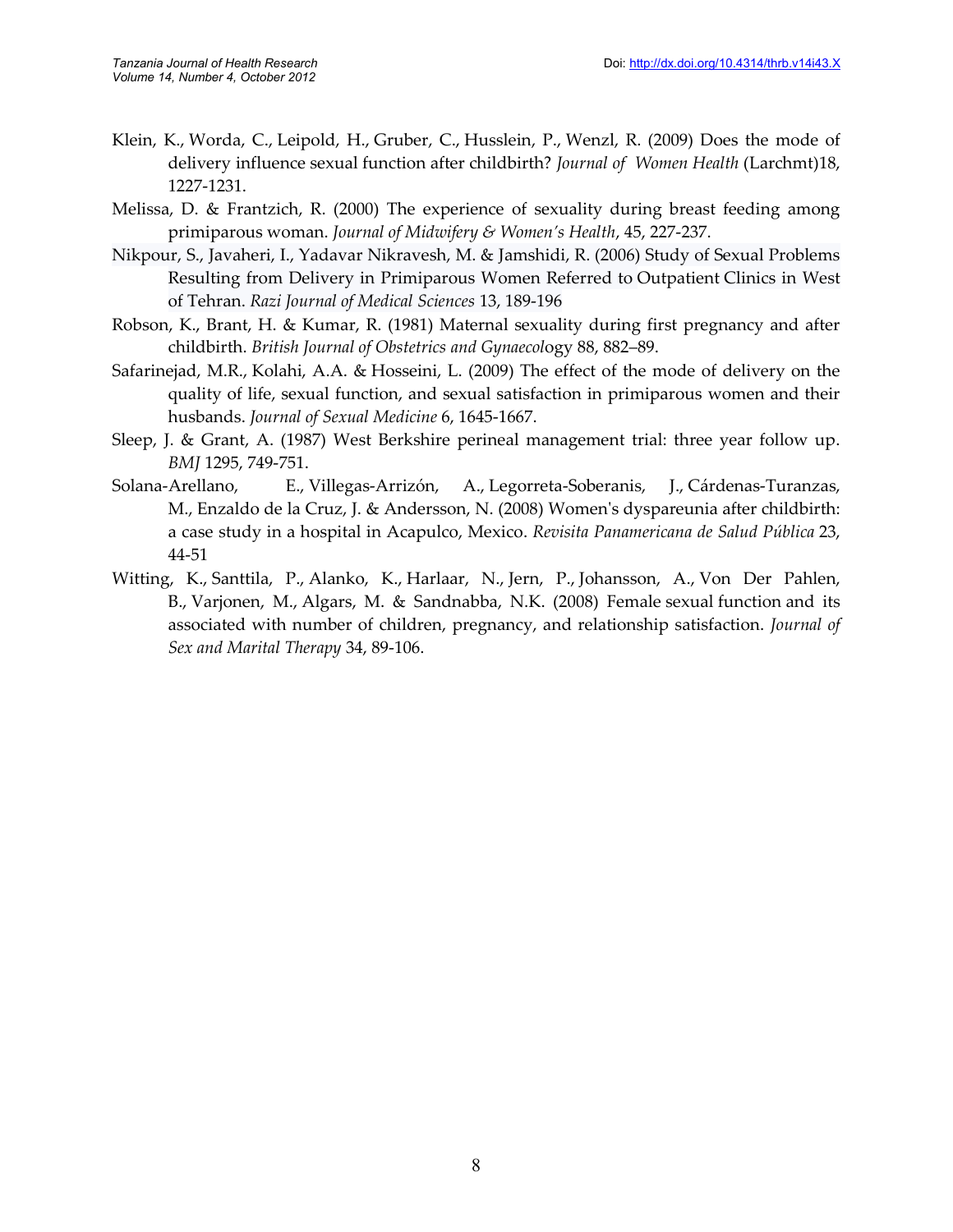Klein, K., Worda, C., Leipold, H., Gruber, C., Husslein, P., Wenzl, R. (2009) Does the mode of delivery influence sexual function after childbirth? *Journal of Women Health* (Larchmt)18, 1227-1231.

Melissa, D. & Frantzich, R. (2000) The experience of sexuality during breast feeding among primiparous woman. *Journal of Midwifery & Women's Health*, 45, 227-237.

Nikpour, S., Javaheri, I., Yadavar Nikravesh, M. & Jamshidi, R. (2006) Study of Sexual Problems Resulting from Delivery in Primiparous Women Referred to Outpatient Clinics in West of Tehran. *Razi Journal of Medical Sciences* 13, 189-196

Robson, K., Brant, H. & Kumar, R. (1981) Maternal sexuality during first pregnancy and after childbirth. *British Journal of Obstetrics and Gynaecol*ogy 88, 882–89.

Safarinejad, M.R., Kolahi, A.A. & Hosseini, L. (2009) The effect of the mode of delivery on the quality of life, sexual function, and sexual satisfaction in primiparous women and their husbands. *Journal of Sexual Medicine* 6, 1645-1667.

Sleep, J. & Grant, A. (1987) West Berkshire perineal management trial: three year follow up. *BMJ* 1295, 749-751.

Solana-Arellano, E., Villegas-Arrizón, A., Legorreta-Soberanis, J., Cárdenas-Turanzas, M., Enzaldo de la Cruz, J. & Andersson, N. (2008) Women's dyspareunia after childbirth: a case study in a hospital in Acapulco, Mexico. *Revisita Panamericana de Salud Pública* 23, 44-51

Witting, K., Santtila, P., Alanko, K., Harlaar, N., Jern, P., Johansson, A., Von Der Pahlen, B., Varjonen, M., Algars, M. & Sandnabba, N.K. (2008) Female sexual function and its associated with number of children, pregnancy, and relationship satisfaction. *Journal of Sex and Marital Therapy* 34, 89-106.